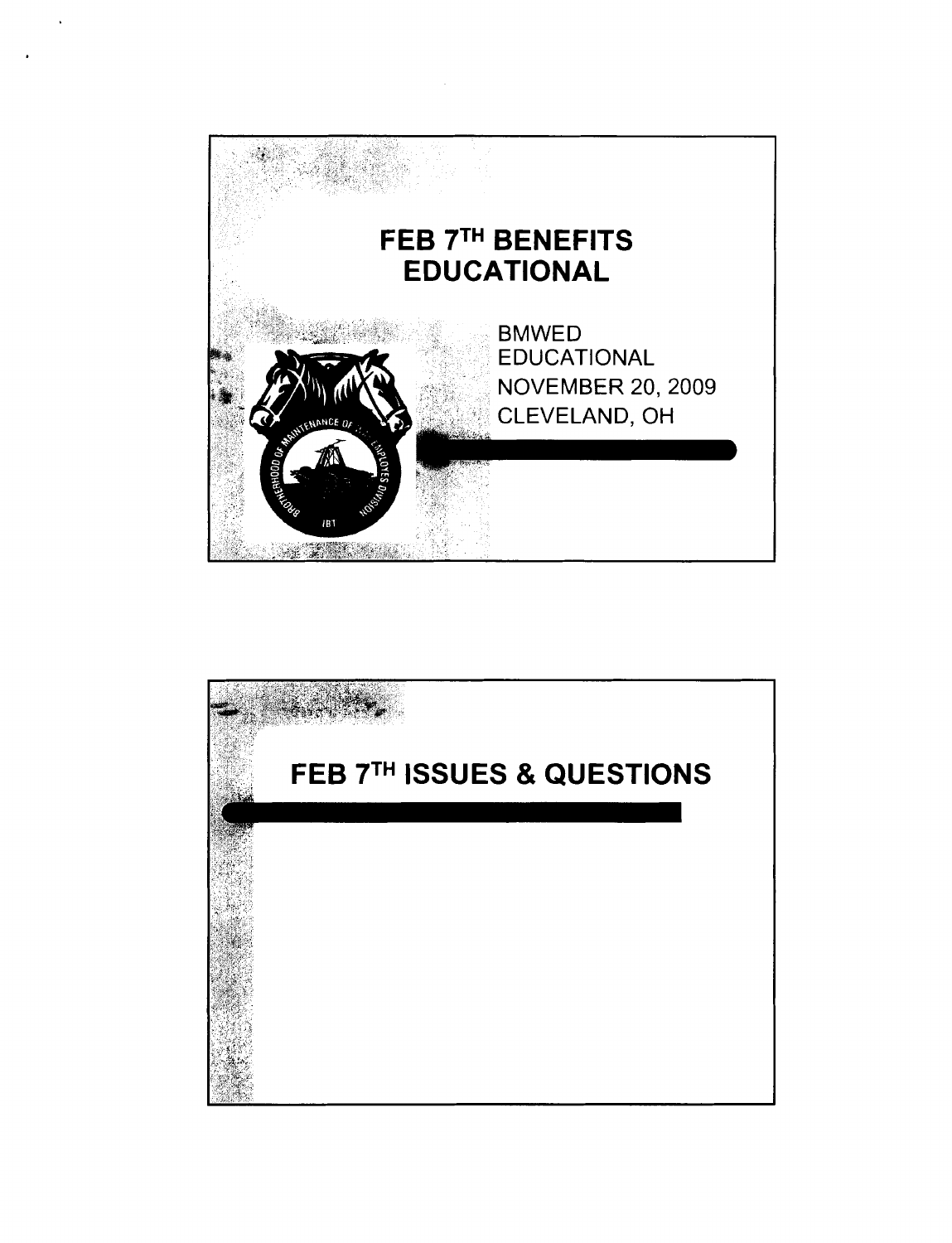# FEB 7TH BENEFITS EDUCATIONAL

BMWED
EDUCATIONAL
NOVEMBER 20, 2009
CLEVELAND, OH

# FEB 7TH ISSUES & QUESTIONS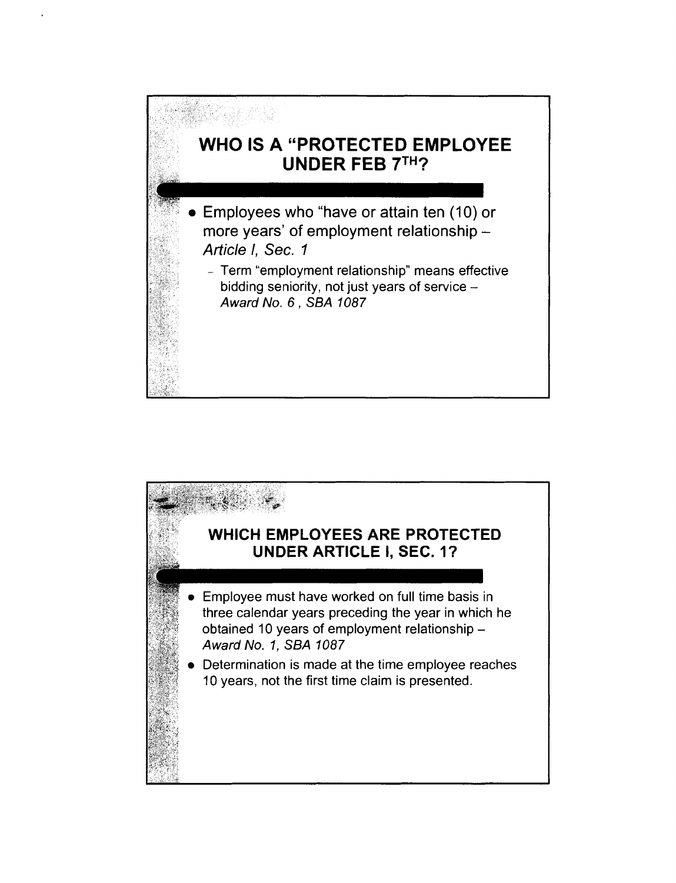## WHO IS A "PROTECTED EMPLOYEE UNDER FEB 7TH?

- Employees who "have or attain ten (10) or more years' of employment relationship – *Article I, Sec. 1*
  - Term "employment relationship" means effective bidding seniority, not just years of service – *Award No. 6 , SBA 1087*

## WHICH EMPLOYEES ARE PROTECTED UNDER ARTICLE I, SEC. 1?

- Employee must have worked on full time basis in three calendar years preceding the year in which he obtained 10 years of employment relationship – *Award No. 1, SBA 1087*
- Determination is made at the time employee reaches 10 years, not the first time claim is presented.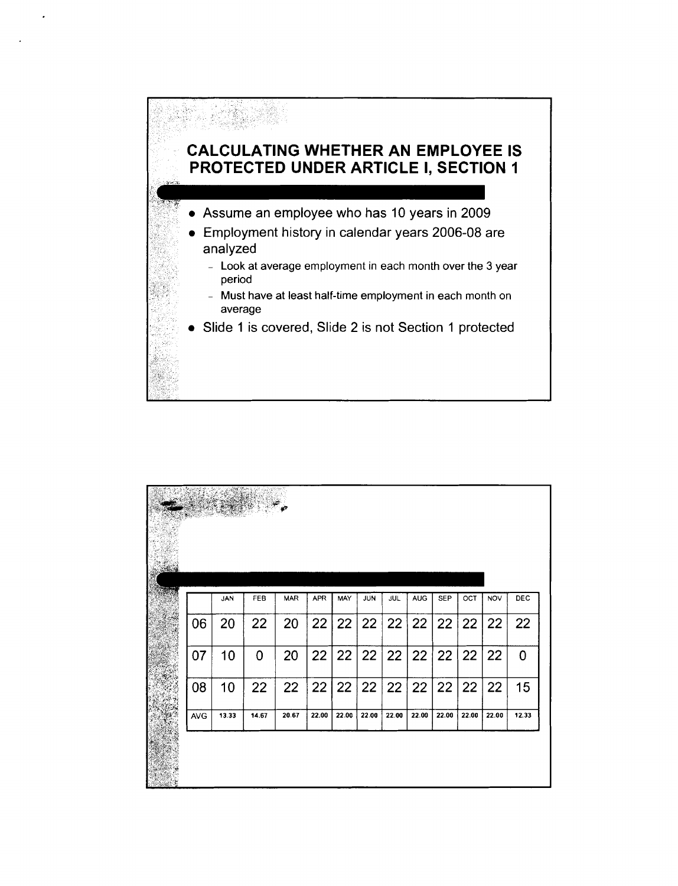## CALCULATING WHETHER AN EMPLOYEE IS PROTECTED UNDER ARTICLE I, SECTION 1

- Assume an employee who has 10 years in 2009
- Employment history in calendar years 2006-08 are analyzed
  - Look at average employment in each month over the 3 year period
  - Must have at least half-time employment in each month on average
- Slide 1 is covered, Slide 2 is not Section 1 protected

| | JAN | FEB | MAR | APR | MAY | JUN | JUL | AUG | SEP | OCT | NOV | DEC |
|---|---|---|---|---|---|---|---|---|---|---|---|---|
| 06 | 20 | 22 | 20 | 22 | 22 | 22 | 22 | 22 | 22 | 22 | 22 | 22 |
| 07 | 10 | 0 | 20 | 22 | 22 | 22 | 22 | 22 | 22 | 22 | 22 | 0 |
| 08 | 10 | 22 | 22 | 22 | 22 | 22 | 22 | 22 | 22 | 22 | 22 | 15 |
| AVG | 13.33 | 14.67 | 20.67 | 22.00 | 22.00 | 22.00 | 22.00 | 22.00 | 22.00 | 22.00 | 22.00 | 12.33 |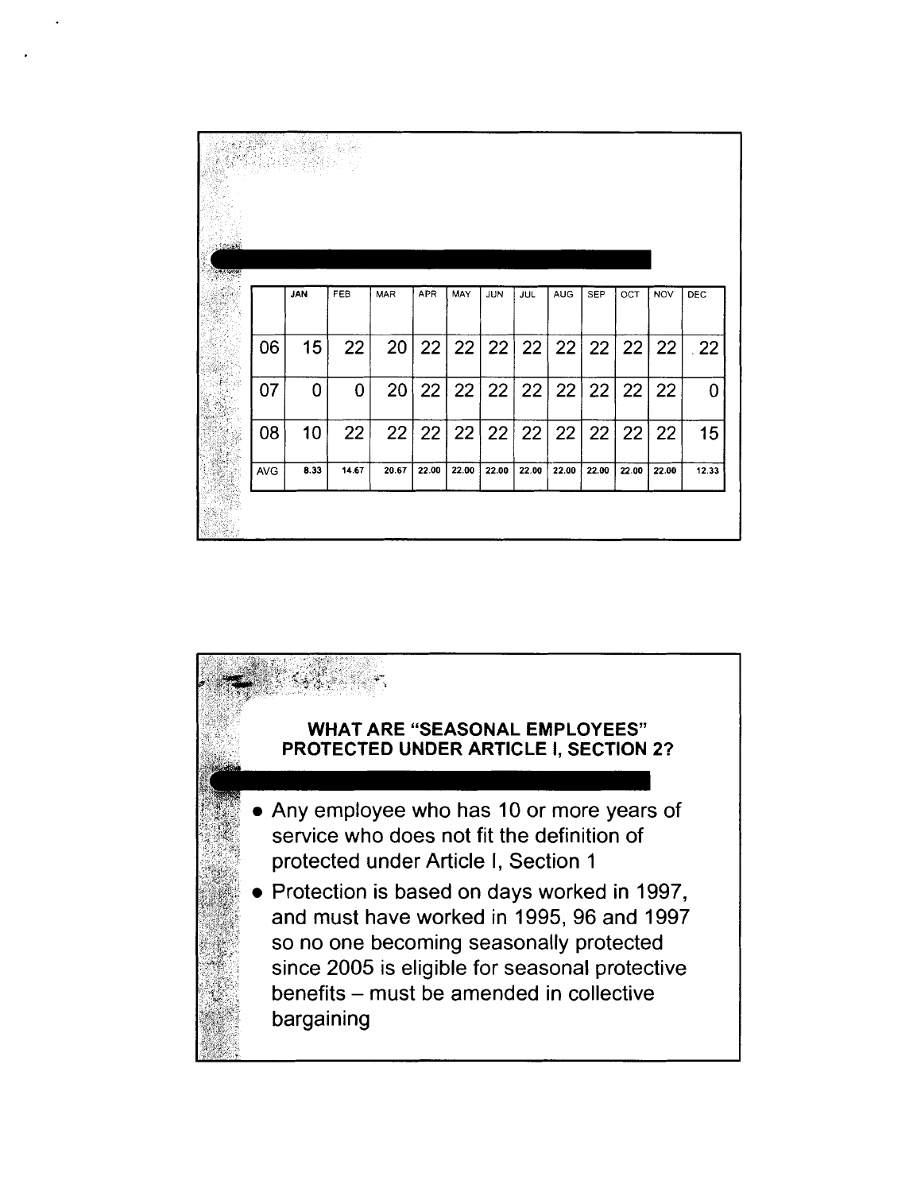|  | JAN | FEB | MAR | APR | MAY | JUN | JUL | AUG | SEP | OCT | NOV | DEC |
|---|---|---|---|---|---|---|---|---|---|---|---|---|
| 06 | 15 | 22 | 20 | 22 | 22 | 22 | 22 | 22 | 22 | 22 | 22 | 22 |
| 07 | 0 | 0 | 20 | 22 | 22 | 22 | 22 | 22 | 22 | 22 | 22 | 0 |
| 08 | 10 | 22 | 22 | 22 | 22 | 22 | 22 | 22 | 22 | 22 | 22 | 15 |
| AVG | 8.33 | 14.67 | 20.67 | 22.00 | 22.00 | 22.00 | 22.00 | 22.00 | 22.00 | 22.00 | 22.00 | 12.33 |

## WHAT ARE "SEASONAL EMPLOYEES" PROTECTED UNDER ARTICLE I, SECTION 2?

- Any employee who has 10 or more years of service who does not fit the definition of protected under Article I, Section 1
- Protection is based on days worked in 1997, and must have worked in 1995, 96 and 1997 so no one becoming seasonally protected since 2005 is eligible for seasonal protective benefits – must be amended in collective bargaining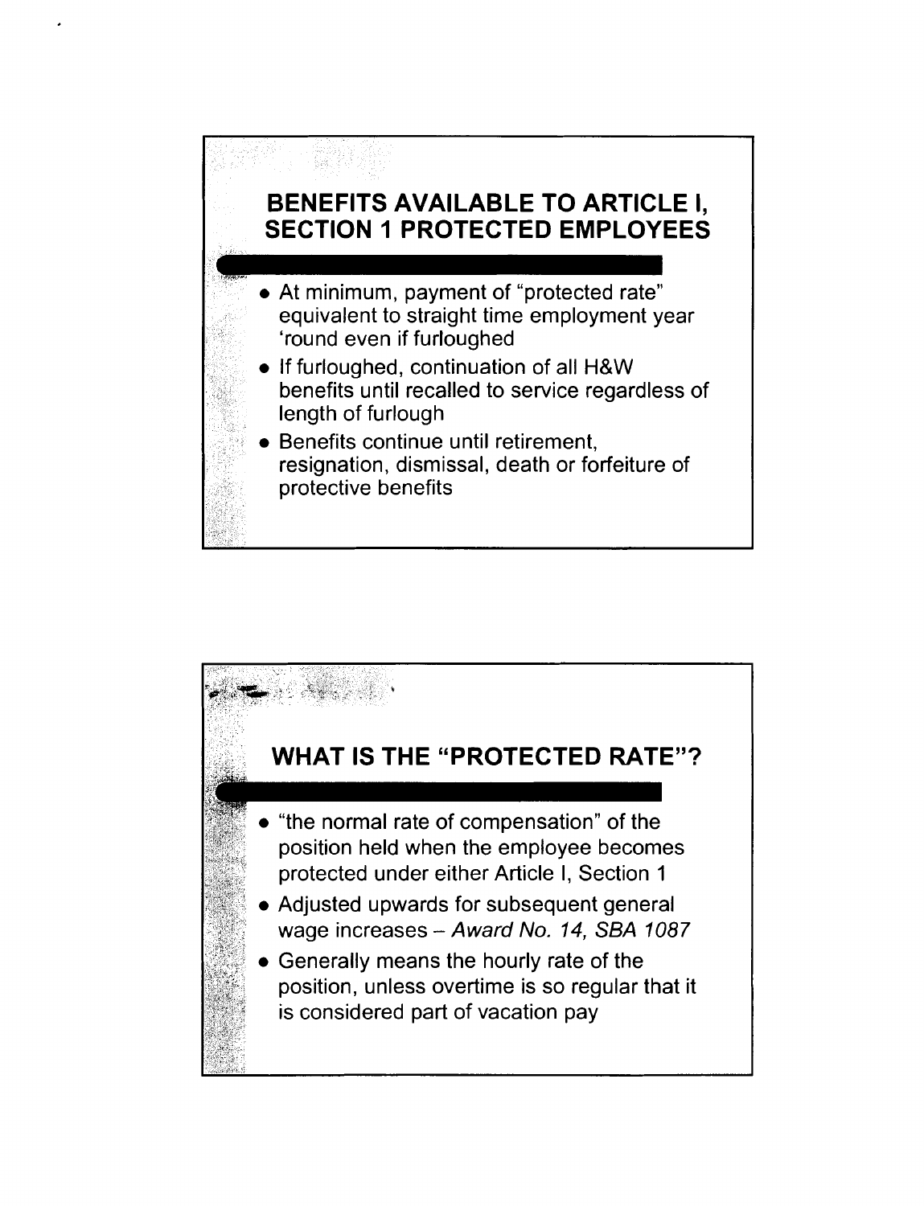## BENEFITS AVAILABLE TO ARTICLE I, SECTION 1 PROTECTED EMPLOYEES

- At minimum, payment of "protected rate" equivalent to straight time employment year 'round even if furloughed
- If furloughed, continuation of all H&W benefits until recalled to service regardless of length of furlough
- Benefits continue until retirement, resignation, dismissal, death or forfeiture of protective benefits

## WHAT IS THE "PROTECTED RATE"?

- "the normal rate of compensation" of the position held when the employee becomes protected under either Article I, Section 1
- Adjusted upwards for subsequent general wage increases – *Award No. 14, SBA 1087*
- Generally means the hourly rate of the position, unless overtime is so regular that it is considered part of vacation pay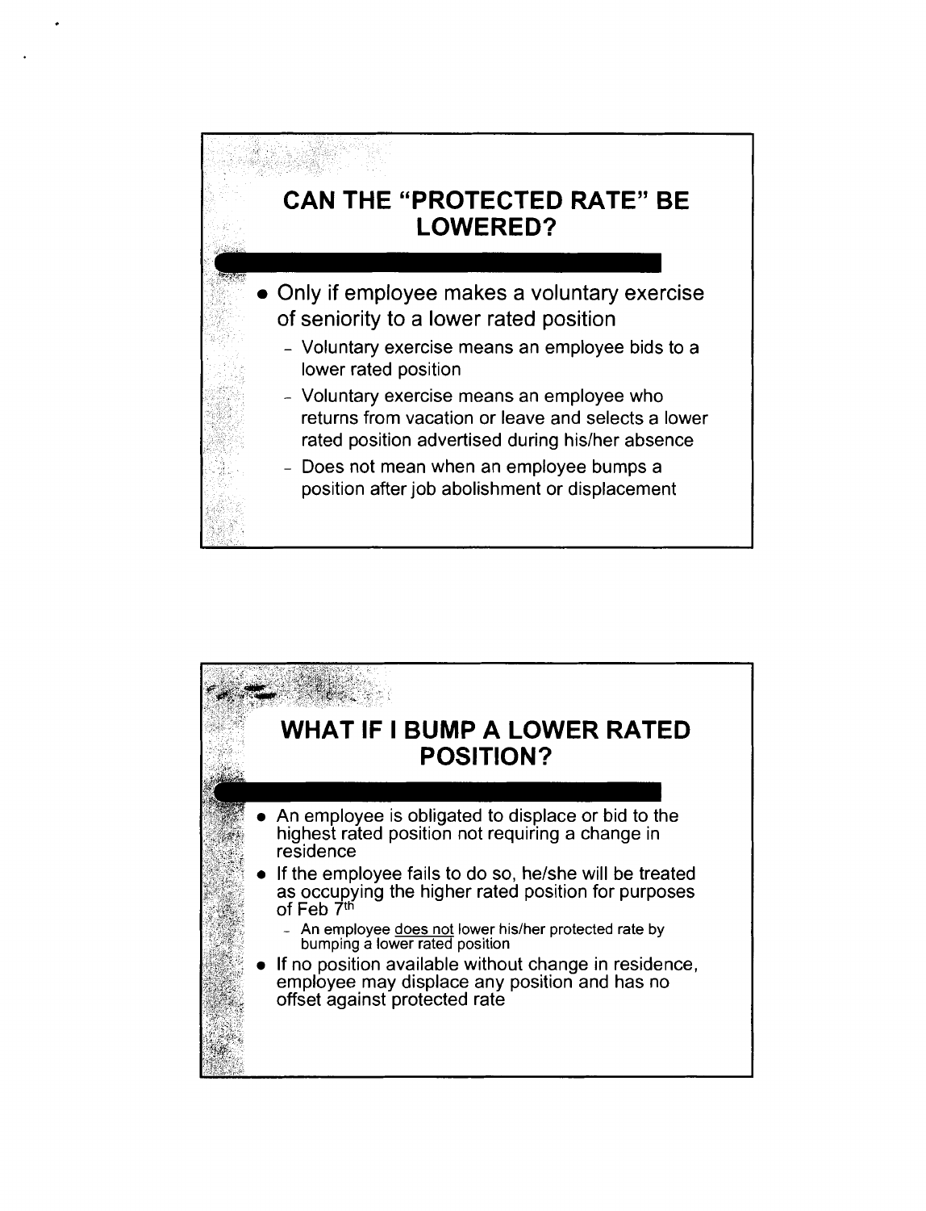## CAN THE "PROTECTED RATE" BE LOWERED?

- Only if employee makes a voluntary exercise of seniority to a lower rated position
  - Voluntary exercise means an employee bids to a lower rated position
  - Voluntary exercise means an employee who returns from vacation or leave and selects a lower rated position advertised during his/her absence
  - Does not mean when an employee bumps a position after job abolishment or displacement

## WHAT IF I BUMP A LOWER RATED POSITION?

- An employee is obligated to displace or bid to the highest rated position not requiring a change in residence
- If the employee fails to do so, he/she will be treated as occupying the higher rated position for purposes of Feb 7th
  - An employee <u>does not</u> lower his/her protected rate by bumping a lower rated position
- If no position available without change in residence, employee may displace any position and has no offset against protected rate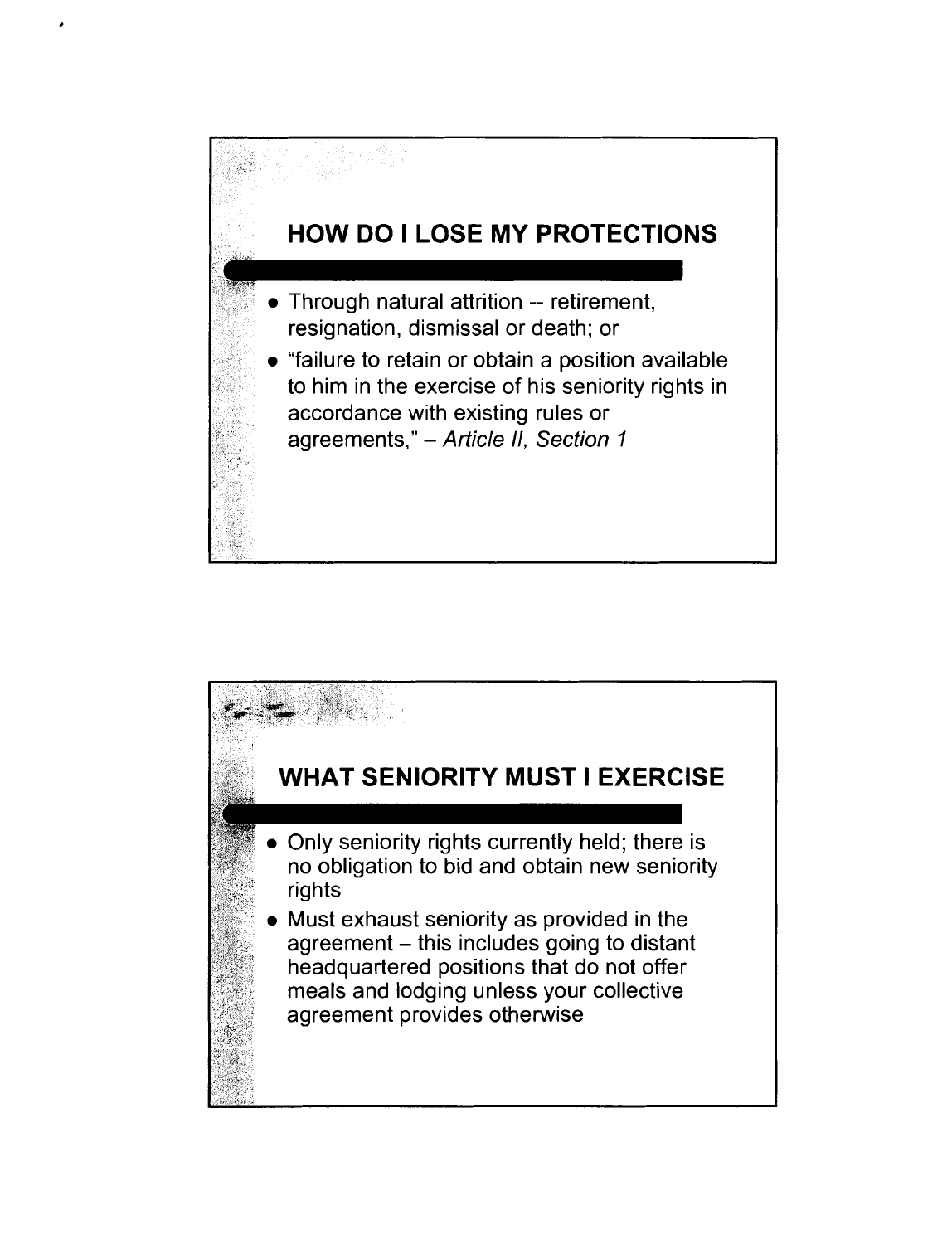## HOW DO I LOSE MY PROTECTIONS

- Through natural attrition -- retirement, resignation, dismissal or death; or
- "failure to retain or obtain a position available to him in the exercise of his seniority rights in accordance with existing rules or agreements," – *Article II, Section 1*

## WHAT SENIORITY MUST I EXERCISE

- Only seniority rights currently held; there is no obligation to bid and obtain new seniority rights
- Must exhaust seniority as provided in the agreement – this includes going to distant headquartered positions that do not offer meals and lodging unless your collective agreement provides otherwise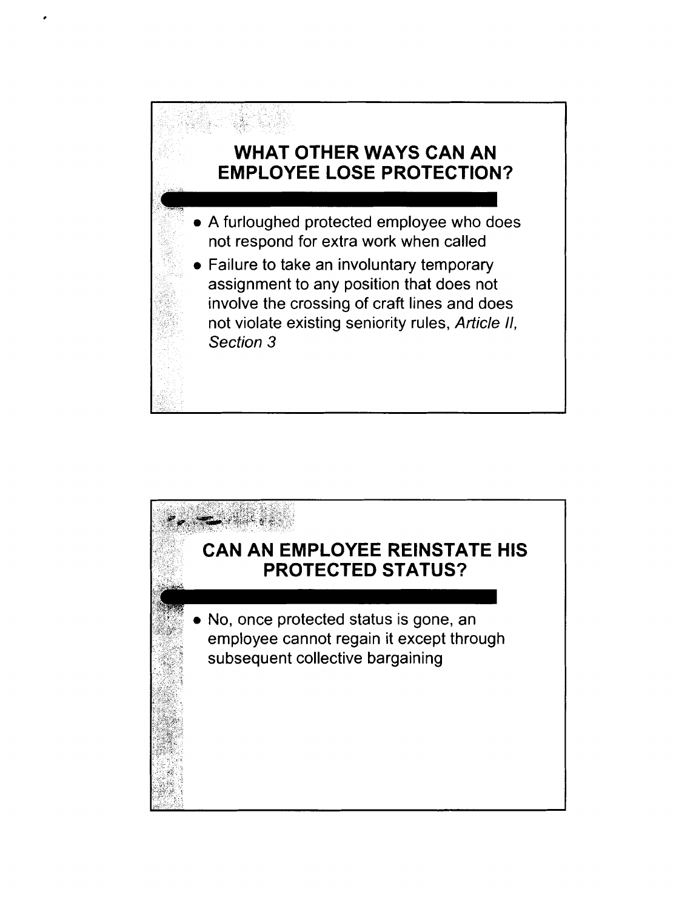## WHAT OTHER WAYS CAN AN EMPLOYEE LOSE PROTECTION?

- A furloughed protected employee who does not respond for extra work when called
- Failure to take an involuntary temporary assignment to any position that does not involve the crossing of craft lines and does not violate existing seniority rules, *Article II, Section 3*

## CAN AN EMPLOYEE REINSTATE HIS PROTECTED STATUS?

- No, once protected status is gone, an employee cannot regain it except through subsequent collective bargaining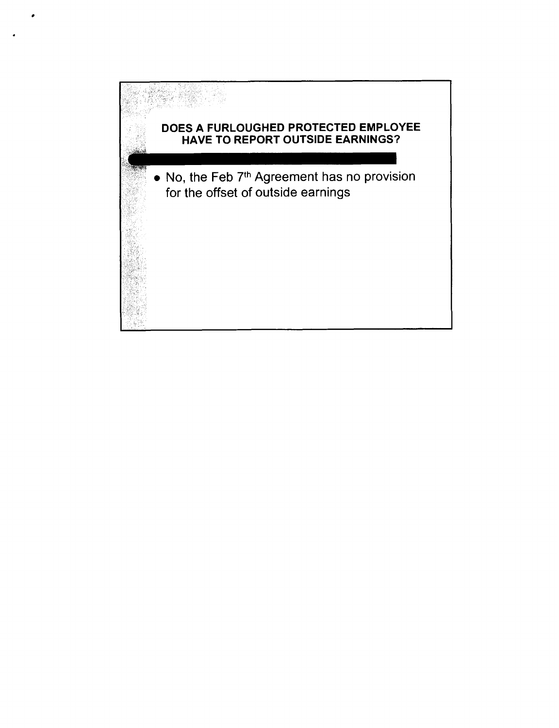## DOES A FURLOUGHED PROTECTED EMPLOYEE HAVE TO REPORT OUTSIDE EARNINGS?

- No, the Feb 7th Agreement has no provision for the offset of outside earnings